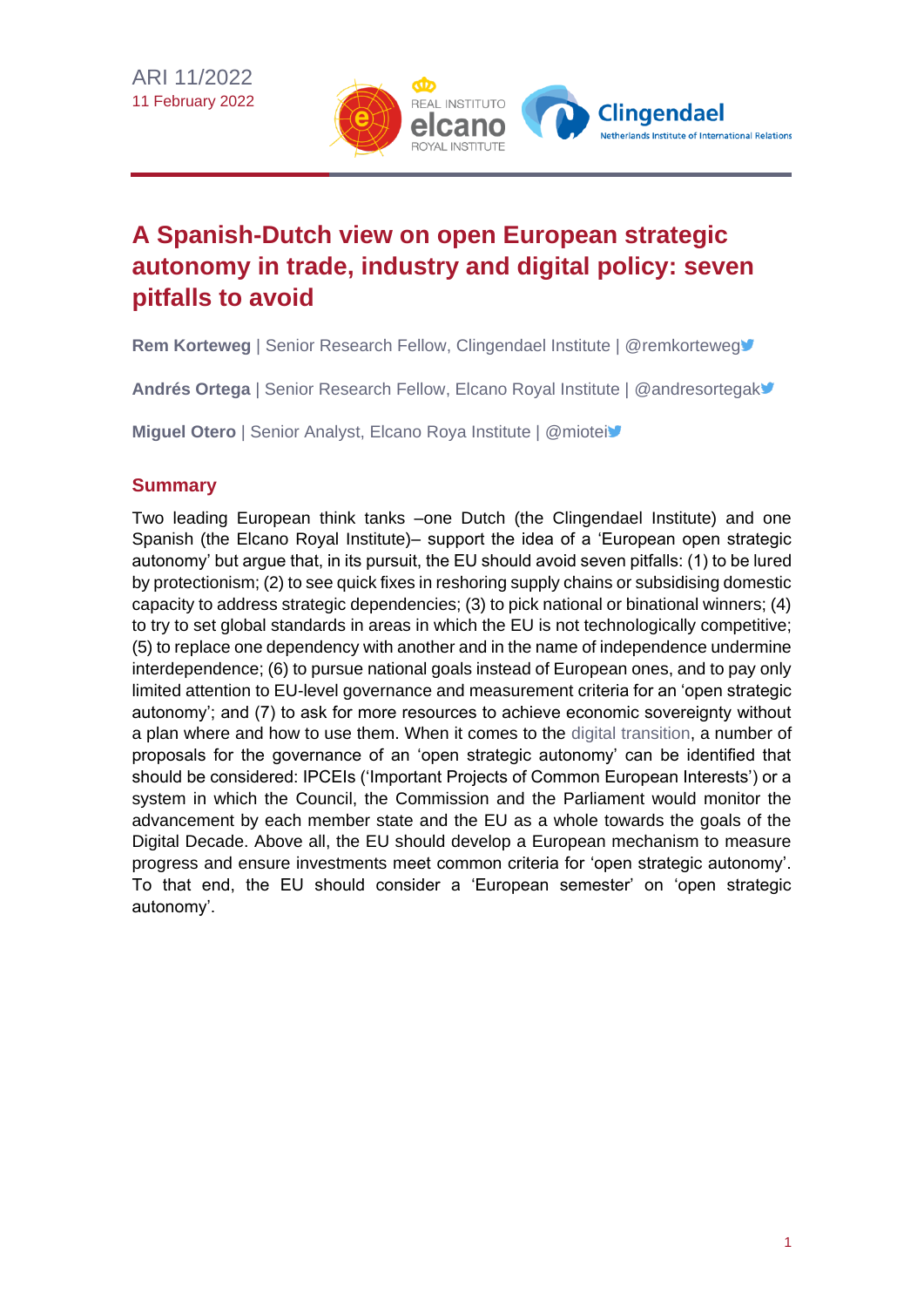ARI 11/2022
11 February 2022

# A Spanish-Dutch view on open European strategic autonomy in trade, industry and digital policy: seven pitfalls to avoid

**Rem Korteweg** | Senior Research Fellow, Clingendael Institute | @remkorteweg

**Andrés Ortega** | Senior Research Fellow, Elcano Royal Institute | @andresortegak

**Miguel Otero** | Senior Analyst, Elcano Roya Institute | @miotei

## Summary

Two leading European think tanks –one Dutch (the Clingendael Institute) and one Spanish (the Elcano Royal Institute)– support the idea of a 'European open strategic autonomy' but argue that, in its pursuit, the EU should avoid seven pitfalls: (1) to be lured by protectionism; (2) to see quick fixes in reshoring supply chains or subsidising domestic capacity to address strategic dependencies; (3) to pick national or binational winners; (4) to try to set global standards in areas in which the EU is not technologically competitive; (5) to replace one dependency with another and in the name of independence undermine interdependence; (6) to pursue national goals instead of European ones, and to pay only limited attention to EU-level governance and measurement criteria for an 'open strategic autonomy'; and (7) to ask for more resources to achieve economic sovereignty without a plan where and how to use them. When it comes to the digital transition, a number of proposals for the governance of an 'open strategic autonomy' can be identified that should be considered: IPCEIs ('Important Projects of Common European Interests') or a system in which the Council, the Commission and the Parliament would monitor the advancement by each member state and the EU as a whole towards the goals of the Digital Decade. Above all, the EU should develop a European mechanism to measure progress and ensure investments meet common criteria for 'open strategic autonomy'. To that end, the EU should consider a 'European semester' on 'open strategic autonomy'.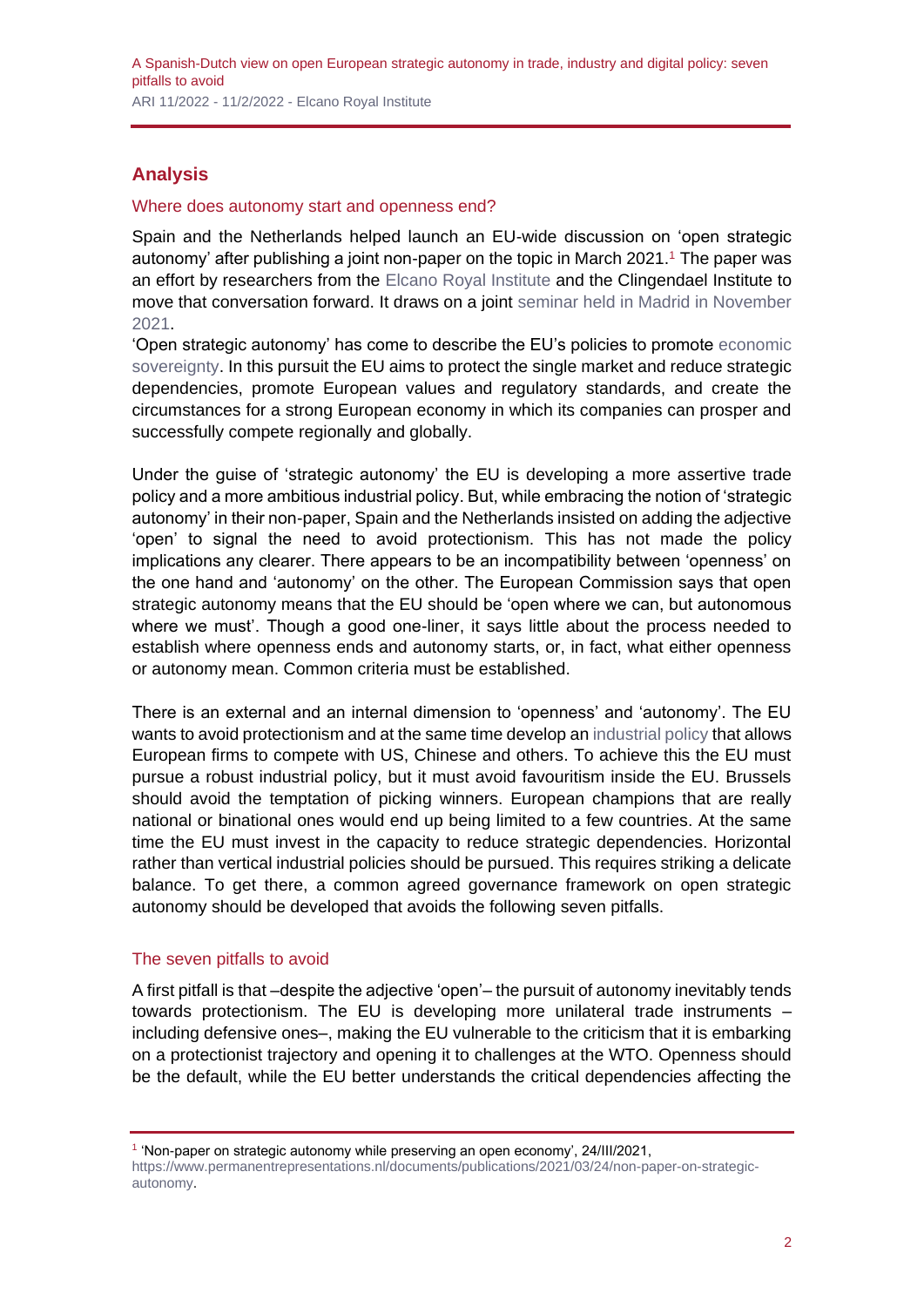## Analysis

### Where does autonomy start and openness end?

Spain and the Netherlands helped launch an EU-wide discussion on 'open strategic autonomy' after publishing a joint non-paper on the topic in March 2021.[1] The paper was an effort by researchers from the Elcano Royal Institute and the Clingendael Institute to move that conversation forward. It draws on a joint seminar held in Madrid in November 2021.

'Open strategic autonomy' has come to describe the EU's policies to promote economic sovereignty. In this pursuit the EU aims to protect the single market and reduce strategic dependencies, promote European values and regulatory standards, and create the circumstances for a strong European economy in which its companies can prosper and successfully compete regionally and globally.

Under the guise of 'strategic autonomy' the EU is developing a more assertive trade policy and a more ambitious industrial policy. But, while embracing the notion of 'strategic autonomy' in their non-paper, Spain and the Netherlands insisted on adding the adjective 'open' to signal the need to avoid protectionism. This has not made the policy implications any clearer. There appears to be an incompatibility between 'openness' on the one hand and 'autonomy' on the other. The European Commission says that open strategic autonomy means that the EU should be 'open where we can, but autonomous where we must'. Though a good one-liner, it says little about the process needed to establish where openness ends and autonomy starts, or, in fact, what either openness or autonomy mean. Common criteria must be established.

There is an external and an internal dimension to 'openness' and 'autonomy'. The EU wants to avoid protectionism and at the same time develop an industrial policy that allows European firms to compete with US, Chinese and others. To achieve this the EU must pursue a robust industrial policy, but it must avoid favouritism inside the EU. Brussels should avoid the temptation of picking winners. European champions that are really national or binational ones would end up being limited to a few countries. At the same time the EU must invest in the capacity to reduce strategic dependencies. Horizontal rather than vertical industrial policies should be pursued. This requires striking a delicate balance. To get there, a common agreed governance framework on open strategic autonomy should be developed that avoids the following seven pitfalls.

### The seven pitfalls to avoid

A first pitfall is that –despite the adjective 'open'– the pursuit of autonomy inevitably tends towards protectionism. The EU is developing more unilateral trade instruments –including defensive ones–, making the EU vulnerable to the criticism that it is embarking on a protectionist trajectory and opening it to challenges at the WTO. Openness should be the default, while the EU better understands the critical dependencies affecting the

---

[1] 'Non-paper on strategic autonomy while preserving an open economy', 24/III/2021, https://www.permanentrepresentations.nl/documents/publications/2021/03/24/non-paper-on-strategic-autonomy.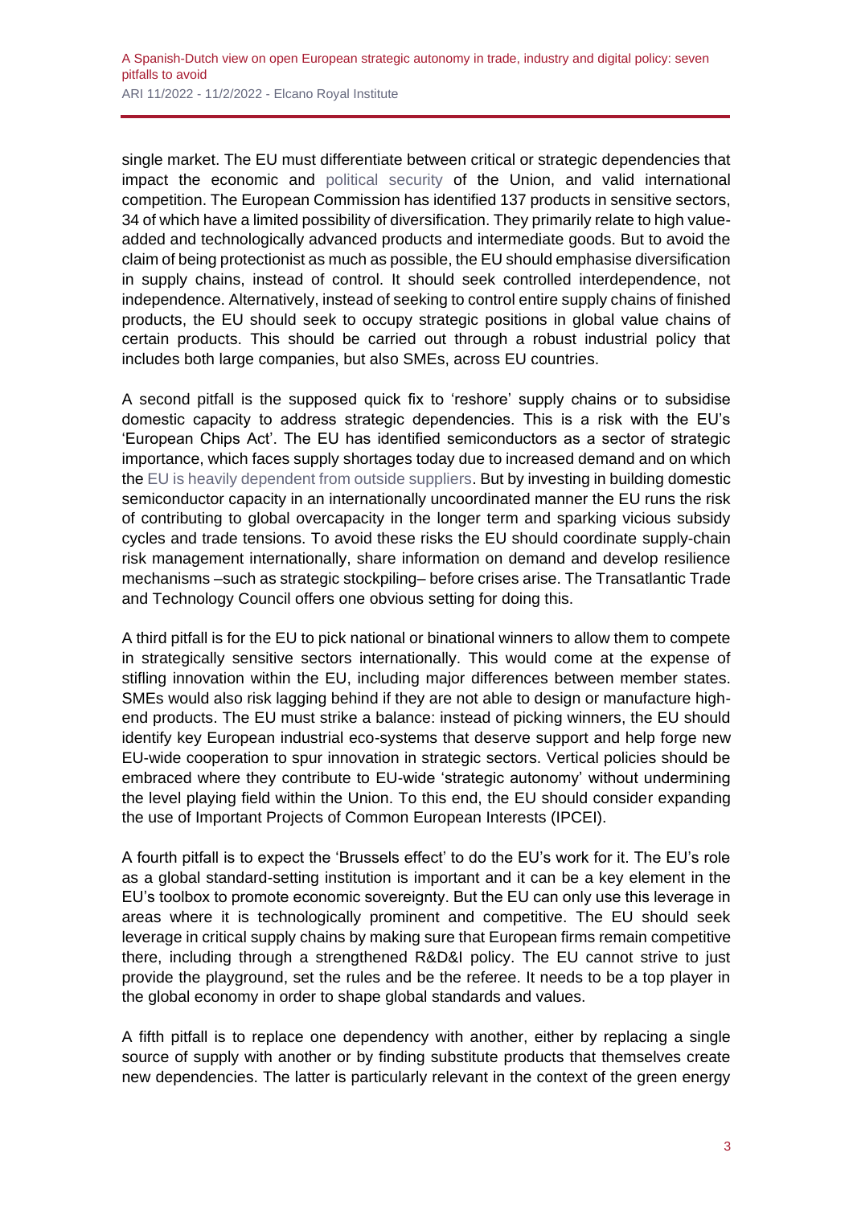single market. The EU must differentiate between critical or strategic dependencies that impact the economic and political security of the Union, and valid international competition. The European Commission has identified 137 products in sensitive sectors, 34 of which have a limited possibility of diversification. They primarily relate to high value-added and technologically advanced products and intermediate goods. But to avoid the claim of being protectionist as much as possible, the EU should emphasise diversification in supply chains, instead of control. It should seek controlled interdependence, not independence. Alternatively, instead of seeking to control entire supply chains of finished products, the EU should seek to occupy strategic positions in global value chains of certain products. This should be carried out through a robust industrial policy that includes both large companies, but also SMEs, across EU countries.

A second pitfall is the supposed quick fix to 'reshore' supply chains or to subsidise domestic capacity to address strategic dependencies. This is a risk with the EU's 'European Chips Act'. The EU has identified semiconductors as a sector of strategic importance, which faces supply shortages today due to increased demand and on which the EU is heavily dependent from outside suppliers. But by investing in building domestic semiconductor capacity in an internationally uncoordinated manner the EU runs the risk of contributing to global overcapacity in the longer term and sparking vicious subsidy cycles and trade tensions. To avoid these risks the EU should coordinate supply-chain risk management internationally, share information on demand and develop resilience mechanisms –such as strategic stockpiling– before crises arise. The Transatlantic Trade and Technology Council offers one obvious setting for doing this.

A third pitfall is for the EU to pick national or binational winners to allow them to compete in strategically sensitive sectors internationally. This would come at the expense of stifling innovation within the EU, including major differences between member states. SMEs would also risk lagging behind if they are not able to design or manufacture high-end products. The EU must strike a balance: instead of picking winners, the EU should identify key European industrial eco-systems that deserve support and help forge new EU-wide cooperation to spur innovation in strategic sectors. Vertical policies should be embraced where they contribute to EU-wide 'strategic autonomy' without undermining the level playing field within the Union. To this end, the EU should consider expanding the use of Important Projects of Common European Interests (IPCEI).

A fourth pitfall is to expect the 'Brussels effect' to do the EU's work for it. The EU's role as a global standard-setting institution is important and it can be a key element in the EU's toolbox to promote economic sovereignty. But the EU can only use this leverage in areas where it is technologically prominent and competitive. The EU should seek leverage in critical supply chains by making sure that European firms remain competitive there, including through a strengthened R&D&I policy. The EU cannot strive to just provide the playground, set the rules and be the referee. It needs to be a top player in the global economy in order to shape global standards and values.

A fifth pitfall is to replace one dependency with another, either by replacing a single source of supply with another or by finding substitute products that themselves create new dependencies. The latter is particularly relevant in the context of the green energy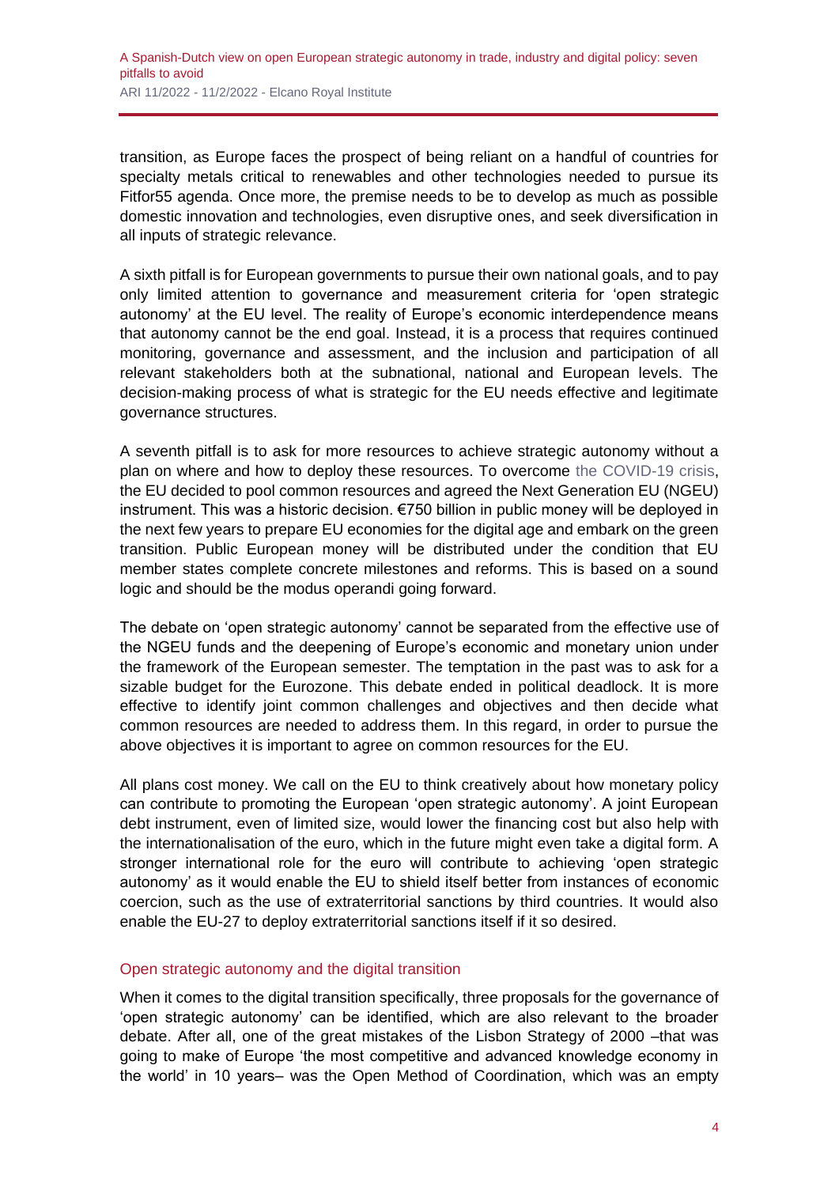transition, as Europe faces the prospect of being reliant on a handful of countries for specialty metals critical to renewables and other technologies needed to pursue its Fitfor55 agenda. Once more, the premise needs to be to develop as much as possible domestic innovation and technologies, even disruptive ones, and seek diversification in all inputs of strategic relevance.

A sixth pitfall is for European governments to pursue their own national goals, and to pay only limited attention to governance and measurement criteria for 'open strategic autonomy' at the EU level. The reality of Europe's economic interdependence means that autonomy cannot be the end goal. Instead, it is a process that requires continued monitoring, governance and assessment, and the inclusion and participation of all relevant stakeholders both at the subnational, national and European levels. The decision-making process of what is strategic for the EU needs effective and legitimate governance structures.

A seventh pitfall is to ask for more resources to achieve strategic autonomy without a plan on where and how to deploy these resources. To overcome the COVID-19 crisis, the EU decided to pool common resources and agreed the Next Generation EU (NGEU) instrument. This was a historic decision. €750 billion in public money will be deployed in the next few years to prepare EU economies for the digital age and embark on the green transition. Public European money will be distributed under the condition that EU member states complete concrete milestones and reforms. This is based on a sound logic and should be the modus operandi going forward.

The debate on 'open strategic autonomy' cannot be separated from the effective use of the NGEU funds and the deepening of Europe's economic and monetary union under the framework of the European semester. The temptation in the past was to ask for a sizable budget for the Eurozone. This debate ended in political deadlock. It is more effective to identify joint common challenges and objectives and then decide what common resources are needed to address them. In this regard, in order to pursue the above objectives it is important to agree on common resources for the EU.

All plans cost money. We call on the EU to think creatively about how monetary policy can contribute to promoting the European 'open strategic autonomy'. A joint European debt instrument, even of limited size, would lower the financing cost but also help with the internationalisation of the euro, which in the future might even take a digital form. A stronger international role for the euro will contribute to achieving 'open strategic autonomy' as it would enable the EU to shield itself better from instances of economic coercion, such as the use of extraterritorial sanctions by third countries. It would also enable the EU-27 to deploy extraterritorial sanctions itself if it so desired.

## Open strategic autonomy and the digital transition

When it comes to the digital transition specifically, three proposals for the governance of 'open strategic autonomy' can be identified, which are also relevant to the broader debate. After all, one of the great mistakes of the Lisbon Strategy of 2000 –that was going to make of Europe 'the most competitive and advanced knowledge economy in the world' in 10 years– was the Open Method of Coordination, which was an empty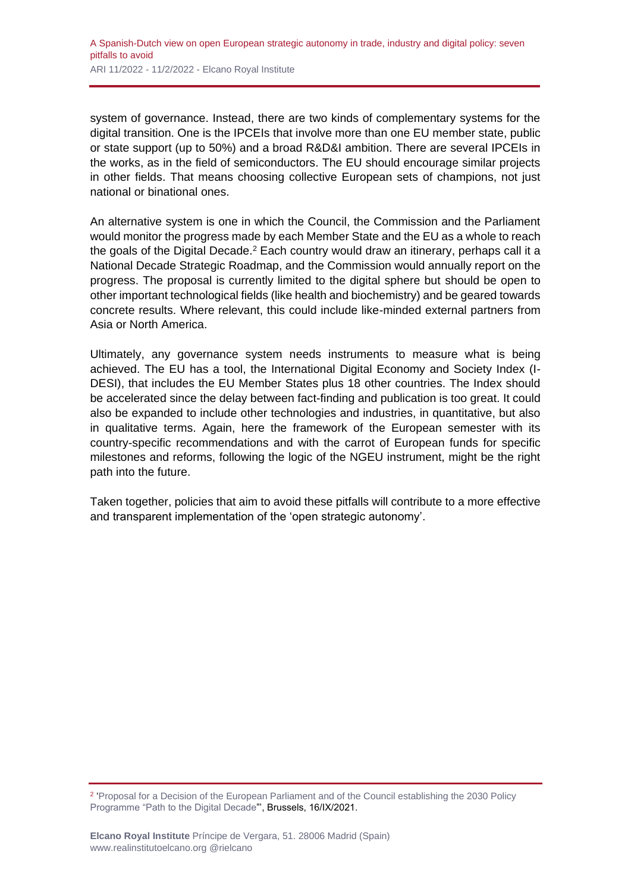system of governance. Instead, there are two kinds of complementary systems for the digital transition. One is the IPCEIs that involve more than one EU member state, public or state support (up to 50%) and a broad R&D&I ambition. There are several IPCEIs in the works, as in the field of semiconductors. The EU should encourage similar projects in other fields. That means choosing collective European sets of champions, not just national or binational ones.

An alternative system is one in which the Council, the Commission and the Parliament would monitor the progress made by each Member State and the EU as a whole to reach the goals of the Digital Decade.[2] Each country would draw an itinerary, perhaps call it a National Decade Strategic Roadmap, and the Commission would annually report on the progress. The proposal is currently limited to the digital sphere but should be open to other important technological fields (like health and biochemistry) and be geared towards concrete results. Where relevant, this could include like-minded external partners from Asia or North America.

Ultimately, any governance system needs instruments to measure what is being achieved. The EU has a tool, the International Digital Economy and Society Index (I-DESI), that includes the EU Member States plus 18 other countries. The Index should be accelerated since the delay between fact-finding and publication is too great. It could also be expanded to include other technologies and industries, in quantitative, but also in qualitative terms. Again, here the framework of the European semester with its country-specific recommendations and with the carrot of European funds for specific milestones and reforms, following the logic of the NGEU instrument, might be the right path into the future.

Taken together, policies that aim to avoid these pitfalls will contribute to a more effective and transparent implementation of the 'open strategic autonomy'.

[2] 'Proposal for a Decision of the European Parliament and of the Council establishing the 2030 Policy Programme "Path to the Digital Decade"', Brussels, 16/IX/2021.